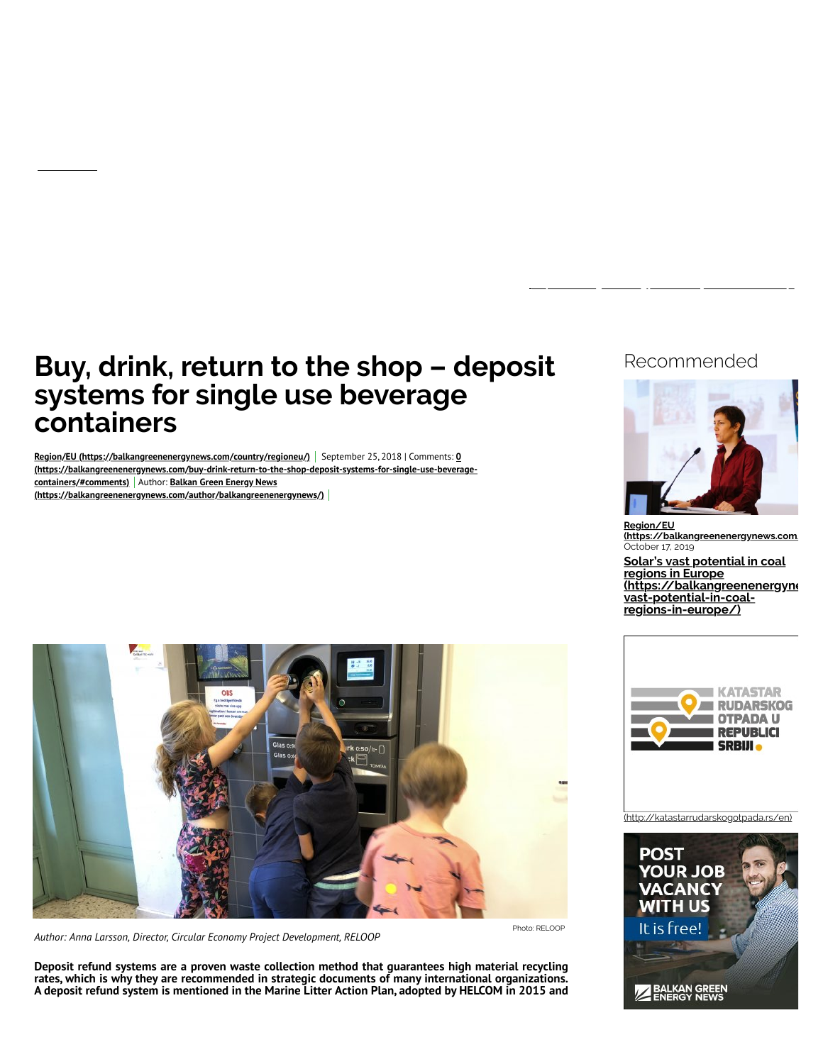# Buy, drink, return to the shop – deposit systems for single use beverage containers

Region/EU (https://balkangreenenergynews.com/country/regioneu/) | September 25, 2018 | Comments: 0 (https://balkangreenenergynews.com/buy-drink-return-to-the-shop-deposit-systems-for-single-use-beverage-containers/#comments) | Author: Balkan Green Energy News (https://balkangreenenergynews.com/author/balkangreenenergynews/)

Photo: RELOOP

*Author: Anna Larsson, Director, Circular Economy Project Development, RELOOP*

**Deposit refund systems are a proven waste collection method that guarantees high material recycling rates, which is why they are recommended in strategic documents of many international organizations. A deposit refund system is mentioned in the Marine Litter Action Plan, adopted by HELCOM in 2015 and**

## Recommended

Region/EU (https://balkangreenenergynews.com
October 17, 2019

Solar's vast potential in coal regions in Europe (https://balkangreenenergyne vast-potential-in-coal-regions-in-europe/)

(http://katastarrudarskogotpada.rs/en)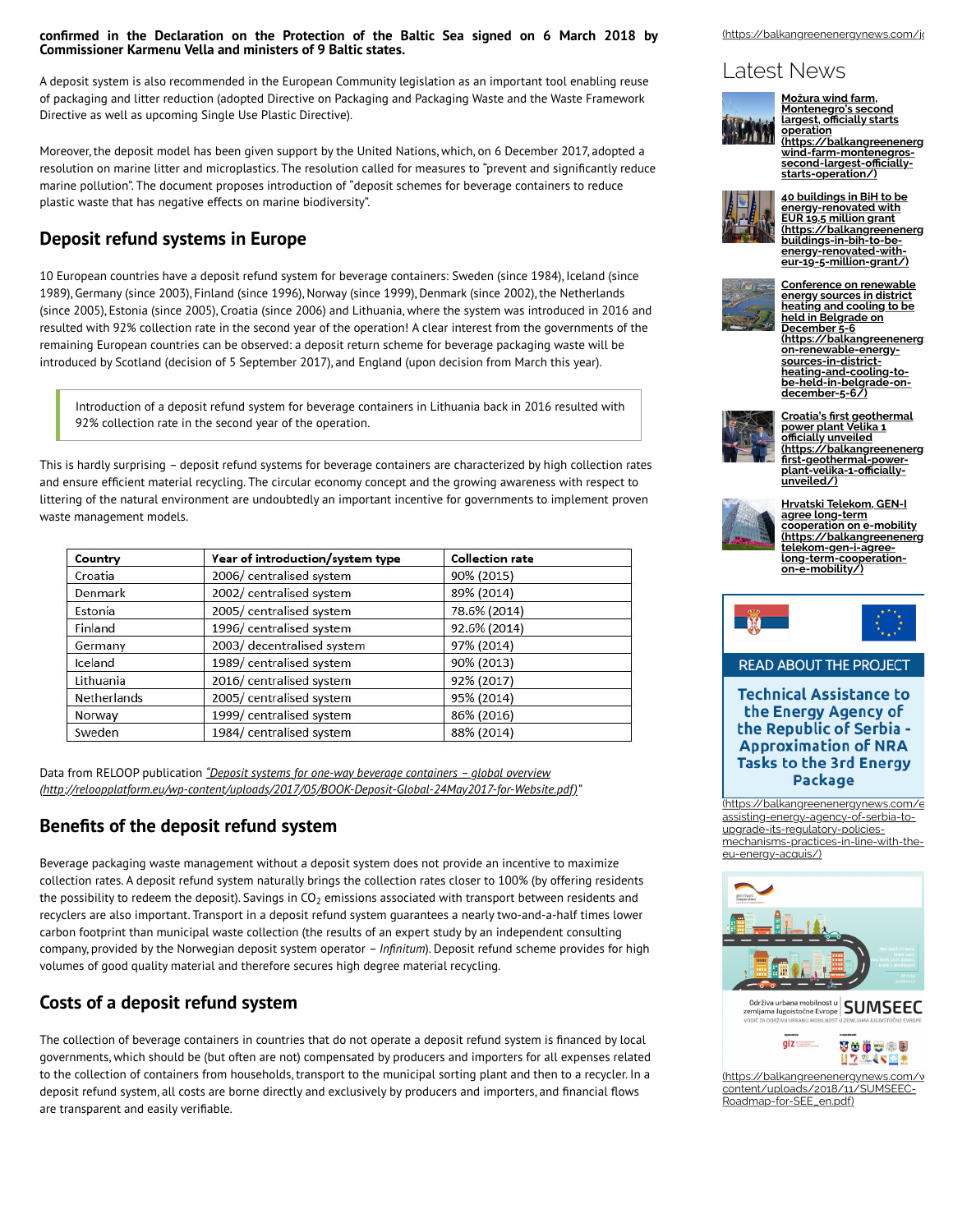**confirmed in the Declaration on the Protection of the Baltic Sea signed on 6 March 2018 by Commissioner Karmenu Vella and ministers of 9 Baltic states.**

A deposit system is also recommended in the European Community legislation as an important tool enabling reuse of packaging and litter reduction (adopted Directive on Packaging and Packaging Waste and the Waste Framework Directive as well as upcoming Single Use Plastic Directive).

Moreover, the deposit model has been given support by the United Nations, which, on 6 December 2017, adopted a resolution on marine litter and microplastics. The resolution called for measures to "prevent and significantly reduce marine pollution". The document proposes introduction of "deposit schemes for beverage containers to reduce plastic waste that has negative effects on marine biodiversity".

## Deposit refund systems in Europe

10 European countries have a deposit refund system for beverage containers: Sweden (since 1984), Iceland (since 1989), Germany (since 2003), Finland (since 1996), Norway (since 1999), Denmark (since 2002), the Netherlands (since 2005), Estonia (since 2005), Croatia (since 2006) and Lithuania, where the system was introduced in 2016 and resulted with 92% collection rate in the second year of the operation! A clear interest from the governments of the remaining European countries can be observed: a deposit return scheme for beverage packaging waste will be introduced by Scotland (decision of 5 September 2017), and England (upon decision from March this year).

> Introduction of a deposit refund system for beverage containers in Lithuania back in 2016 resulted with 92% collection rate in the second year of the operation.

This is hardly surprising – deposit refund systems for beverage containers are characterized by high collection rates and ensure efficient material recycling. The circular economy concept and the growing awareness with respect to littering of the natural environment are undoubtedly an important incentive for governments to implement proven waste management models.

| Country | Year of introduction/system type | Collection rate |
|---|---|---|
| Croatia | 2006/ centralised system | 90% (2015) |
| Denmark | 2002/ centralised system | 89% (2014) |
| Estonia | 2005/ centralised system | 78.6% (2014) |
| Finland | 1996/ centralised system | 92.6% (2014) |
| Germany | 2003/ decentralised system | 97% (2014) |
| Iceland | 1989/ centralised system | 90% (2013) |
| Lithuania | 2016/ centralised system | 92% (2017) |
| Netherlands | 2005/ centralised system | 95% (2014) |
| Norway | 1999/ centralised system | 86% (2016) |
| Sweden | 1984/ centralised system | 88% (2014) |

Data from RELOOP publication *"Deposit systems for one-way beverage containers – global overview (http://reloopplatform.eu/wp-content/uploads/2017/05/BOOK-Deposit-Global-24May2017-for-Website.pdf)"*

## Benefits of the deposit refund system

Beverage packaging waste management without a deposit system does not provide an incentive to maximize collection rates. A deposit refund system naturally brings the collection rates closer to 100% (by offering residents the possibility to redeem the deposit). Savings in $CO_2$ emissions associated with transport between residents and recyclers are also important. Transport in a deposit refund system guarantees a nearly two-and-a-half times lower carbon footprint than municipal waste collection (the results of an expert study by an independent consulting company, provided by the Norwegian deposit system operator – *Infinitum*). Deposit refund scheme provides for high volumes of good quality material and therefore secures high degree material recycling.

## Costs of a deposit refund system

The collection of beverage containers in countries that do not operate a deposit refund system is financed by local governments, which should be (but often are not) compensated by producers and importers for all expenses related to the collection of containers from households, transport to the municipal sorting plant and then to a recycler. In a deposit refund system, all costs are borne directly and exclusively by producers and importers, and financial flows are transparent and easily verifiable.

(https://balkangreenenergynews.com/j

## Latest News

**Možura wind farm, Montenegro's second largest, officially starts operation (https://balkangreenenerg wind-farm-montenegros-second-largest-officially-starts-operation/)**

**40 buildings in BiH to be energy-renovated with EUR 19.5 million grant (https://balkangreenenerg buildings-in-bih-to-be-energy-renovated-with-eur-19-5-million-grant/)**

**Conference on renewable energy sources in district heating and cooling to be held in Belgrade on December 5-6 (https://balkangreenenerg on-renewable-energy-sources-in-district-heating-and-cooling-to-be-held-in-belgrade-on-december-5-6/)**

**Croatia's first geothermal power plant Velika 1 officially unveiled (https://balkangreenenerg first-geothermal-power-plant-velika-1-officially-unveiled/)**

**Hrvatski Telekom, GEN-I agree long-term cooperation on e-mobility (https://balkangreenenerg telekom-gen-i-agree-long-term-cooperation-on-e-mobility/)**

READ ABOUT THE PROJECT

**Technical Assistance to the Energy Agency of the Republic of Serbia - Approximation of NRA Tasks to the 3rd Energy Package**

(https://balkangreenenergynews.com/e assisting-energy-agency-of-serbia-to-upgrade-its-regulatory-policies-mechanisms-practices-in-line-with-the-eu-energy-acquis/)

(https://balkangreenenergynews.com/w content/uploads/2018/11/SUMSEEC-Roadmap-for-SEE_en.pdf)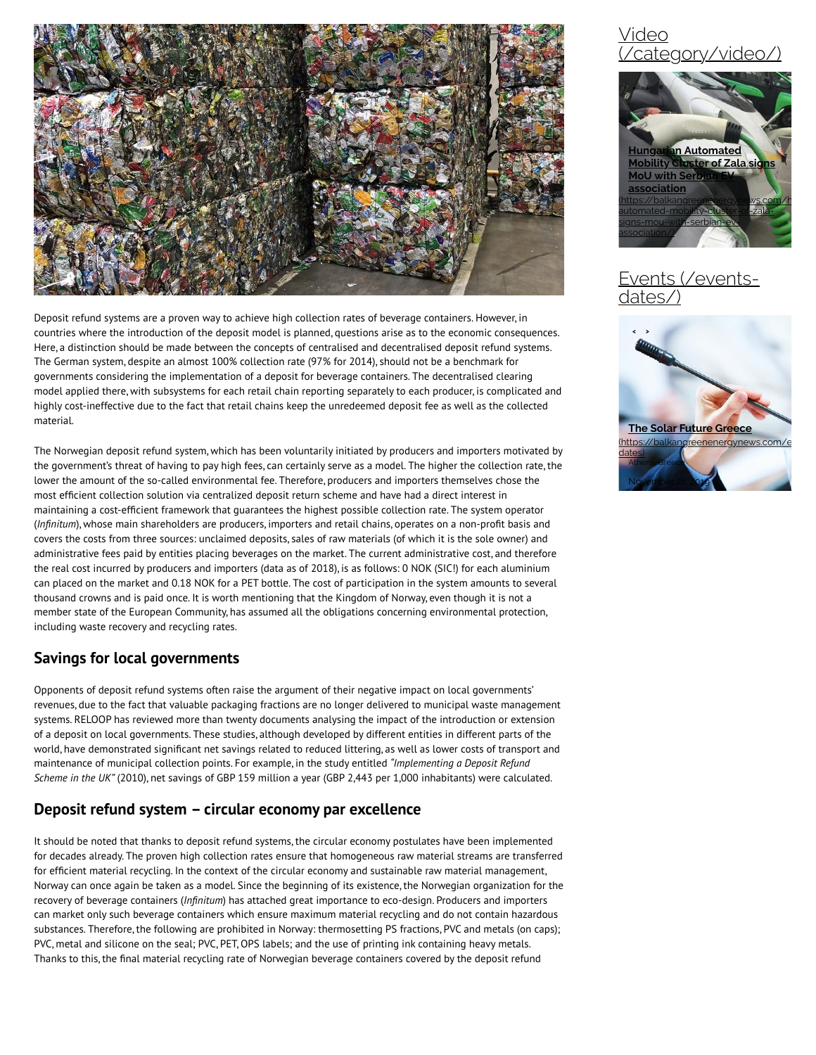Deposit refund systems are a proven way to achieve high collection rates of beverage containers. However, in countries where the introduction of the deposit model is planned, questions arise as to the economic consequences. Here, a distinction should be made between the concepts of centralised and decentralised deposit refund systems. The German system, despite an almost 100% collection rate (97% for 2014), should not be a benchmark for governments considering the implementation of a deposit for beverage containers. The decentralised clearing model applied there, with subsystems for each retail chain reporting separately to each producer, is complicated and highly cost-ineffective due to the fact that retail chains keep the unredeemed deposit fee as well as the collected material.

The Norwegian deposit refund system, which has been voluntarily initiated by producers and importers motivated by the government's threat of having to pay high fees, can certainly serve as a model. The higher the collection rate, the lower the amount of the so-called environmental fee. Therefore, producers and importers themselves chose the most efficient collection solution via centralized deposit return scheme and have had a direct interest in maintaining a cost-efficient framework that guarantees the highest possible collection rate. The system operator (*Infinitum*), whose main shareholders are producers, importers and retail chains, operates on a non-profit basis and covers the costs from three sources: unclaimed deposits, sales of raw materials (of which it is the sole owner) and administrative fees paid by entities placing beverages on the market. The current administrative cost, and therefore the real cost incurred by producers and importers (data as of 2018), is as follows: 0 NOK (SIC!) for each aluminium can placed on the market and 0.18 NOK for a PET bottle. The cost of participation in the system amounts to several thousand crowns and is paid once. It is worth mentioning that the Kingdom of Norway, even though it is not a member state of the European Community, has assumed all the obligations concerning environmental protection, including waste recovery and recycling rates.

## Savings for local governments

Opponents of deposit refund systems often raise the argument of their negative impact on local governments' revenues, due to the fact that valuable packaging fractions are no longer delivered to municipal waste management systems. RELOOP has reviewed more than twenty documents analysing the impact of the introduction or extension of a deposit on local governments. These studies, although developed by different entities in different parts of the world, have demonstrated significant net savings related to reduced littering, as well as lower costs of transport and maintenance of municipal collection points. For example, in the study entitled *"Implementing a Deposit Refund Scheme in the UK"* (2010), net savings of GBP 159 million a year (GBP 2,443 per 1,000 inhabitants) were calculated.

## Deposit refund system – circular economy par excellence

It should be noted that thanks to deposit refund systems, the circular economy postulates have been implemented for decades already. The proven high collection rates ensure that homogeneous raw material streams are transferred for efficient material recycling. In the context of the circular economy and sustainable raw material management, Norway can once again be taken as a model. Since the beginning of its existence, the Norwegian organization for the recovery of beverage containers (*Infinitum*) has attached great importance to eco-design. Producers and importers can market only such beverage containers which ensure maximum material recycling and do not contain hazardous substances. Therefore, the following are prohibited in Norway: thermosetting PS fractions, PVC and metals (on caps); PVC, metal and silicone on the seal; PVC, PET, OPS labels; and the use of printing ink containing heavy metals. Thanks to this, the final material recycling rate of Norwegian beverage containers covered by the deposit refund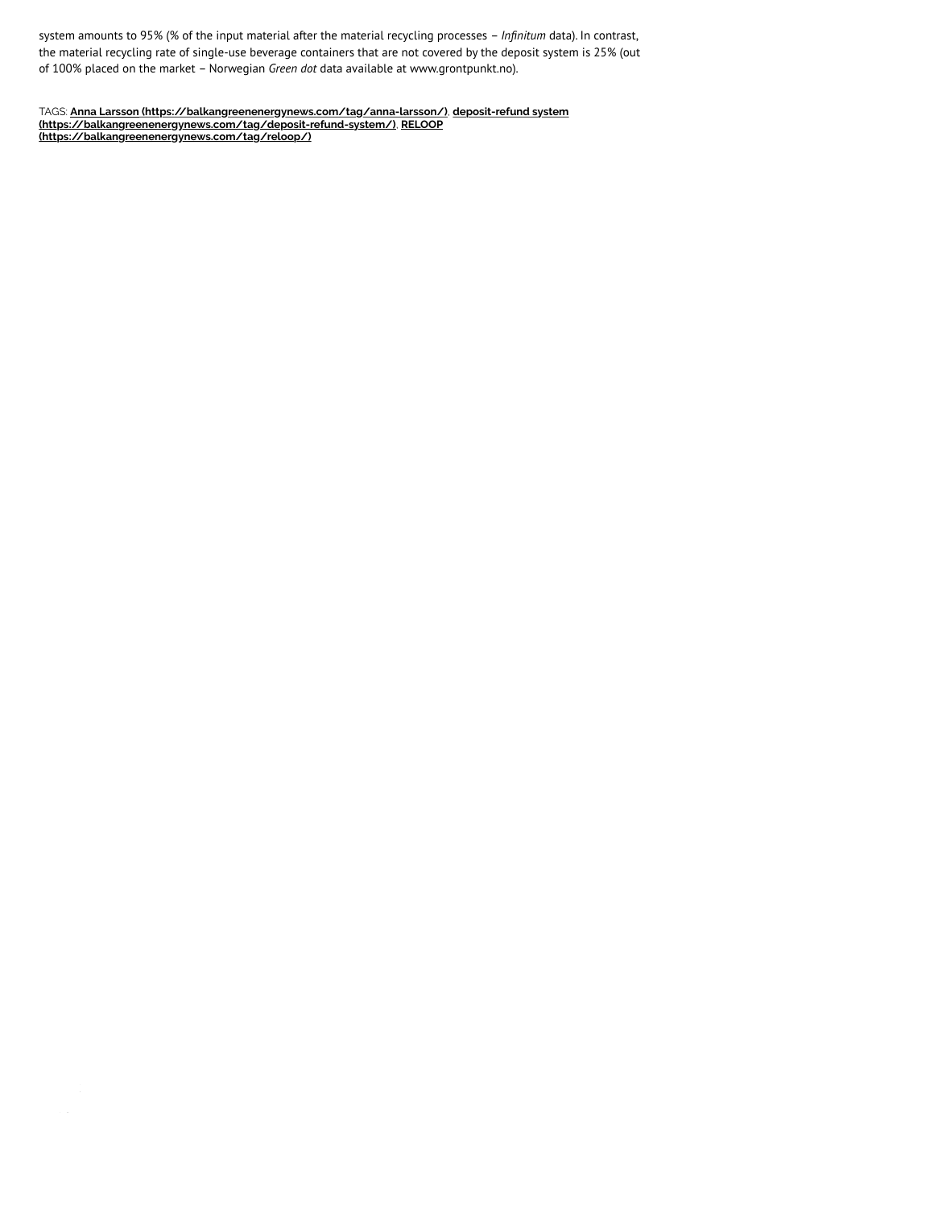system amounts to 95% (% of the input material after the material recycling processes – *Infinitum* data). In contrast, the material recycling rate of single-use beverage containers that are not covered by the deposit system is 25% (out of 100% placed on the market – Norwegian *Green dot* data available at www.grontpunkt.no).

TAGS: **Anna Larsson (https://balkangreenenergynews.com/tag/anna-larsson/)**, **deposit-refund system (https://balkangreenenergynews.com/tag/deposit-refund-system/)**, **RELOOP (https://balkangreenenergynews.com/tag/reloop/)**